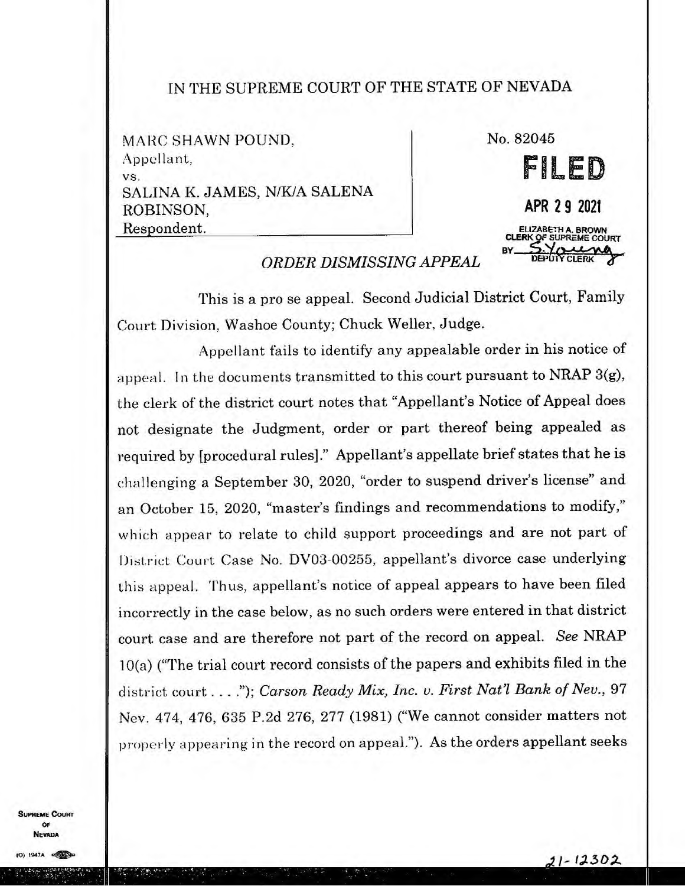IN THE SUPREME COURT OF THE STATE OF NEVADA

MARC SHAWN POUND,
Appellant,
vs.
SALINA K. JAMES, N/K/A SALENA ROBINSON,
Respondent.

No. 82045

**FILED**

APR 29 2021

ELIZABETH A. BROWN
CLERK OF SUPREME COURT
BY S. Young
DEPUTY CLERK

## *ORDER DISMISSING APPEAL*

This is a pro se appeal. Second Judicial District Court, Family Court Division, Washoe County; Chuck Weller, Judge.

Appellant fails to identify any appealable order in his notice of appeal. In the documents transmitted to this court pursuant to NRAP 3(g), the clerk of the district court notes that "Appellant's Notice of Appeal does not designate the Judgment, order or part thereof being appealed as required by [procedural rules]." Appellant's appellate brief states that he is challenging a September 30, 2020, "order to suspend driver's license" and an October 15, 2020, "master's findings and recommendations to modify," which appear to relate to child support proceedings and are not part of District Court Case No. DV03-00255, appellant's divorce case underlying this appeal. Thus, appellant's notice of appeal appears to have been filed incorrectly in the case below, as no such orders were entered in that district court case and are therefore not part of the record on appeal. *See* NRAP 10(a) ("The trial court record consists of the papers and exhibits filed in the district court . . . ."); *Carson Ready Mix, Inc. v. First Nat'l Bank of Nev.*, 97 Nev. 474, 476, 635 P.2d 276, 277 (1981) ("We cannot consider matters not properly appearing in the record on appeal."). As the orders appellant seeks

21-12302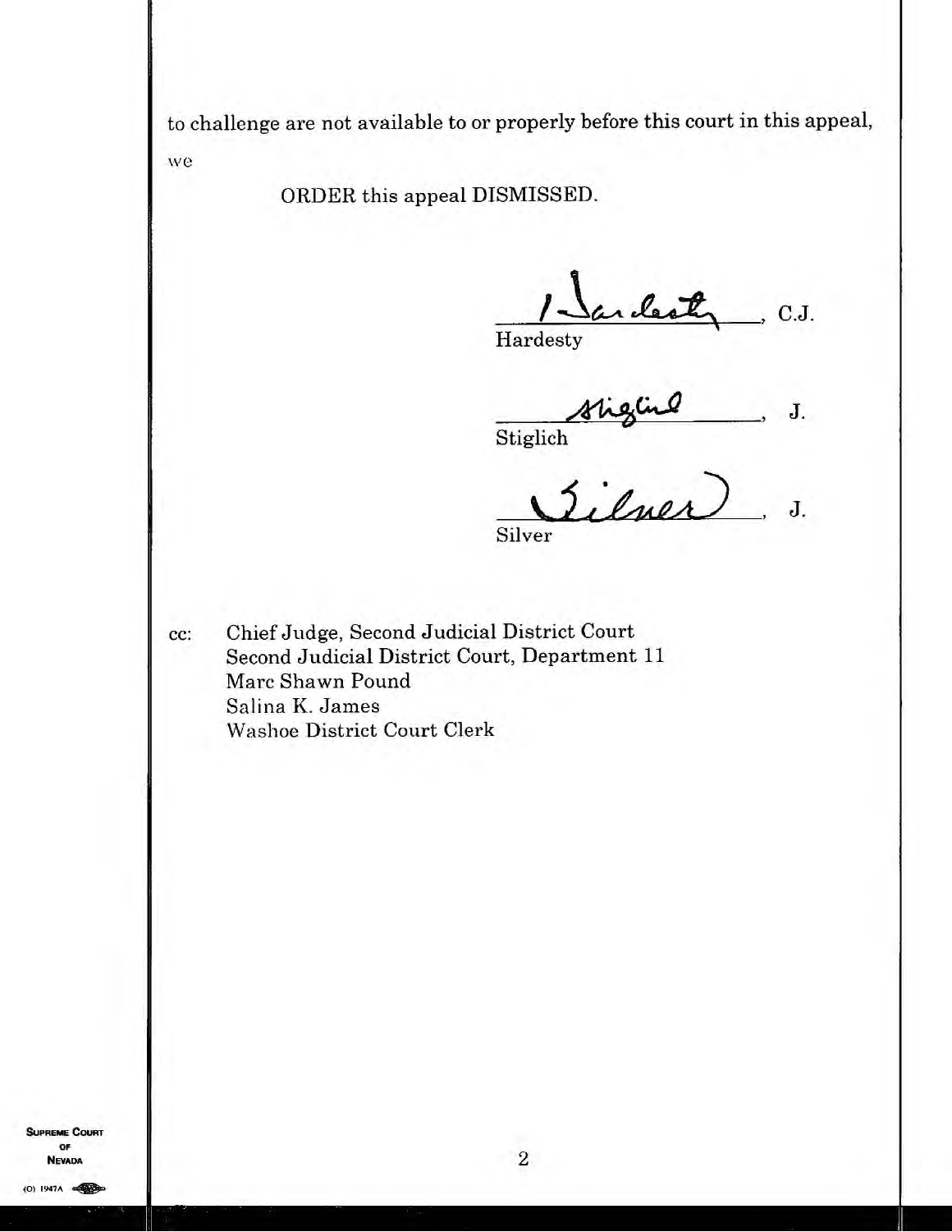to challenge are not available to or properly before this court in this appeal, we

ORDER this appeal DISMISSED.

_______________, C.J.
Hardesty

_______________, J.
Stiglich

_______________, J.
Silver

cc: Chief Judge, Second Judicial District Court
Second Judicial District Court, Department 11
Marc Shawn Pound
Salina K. James
Washoe District Court Clerk